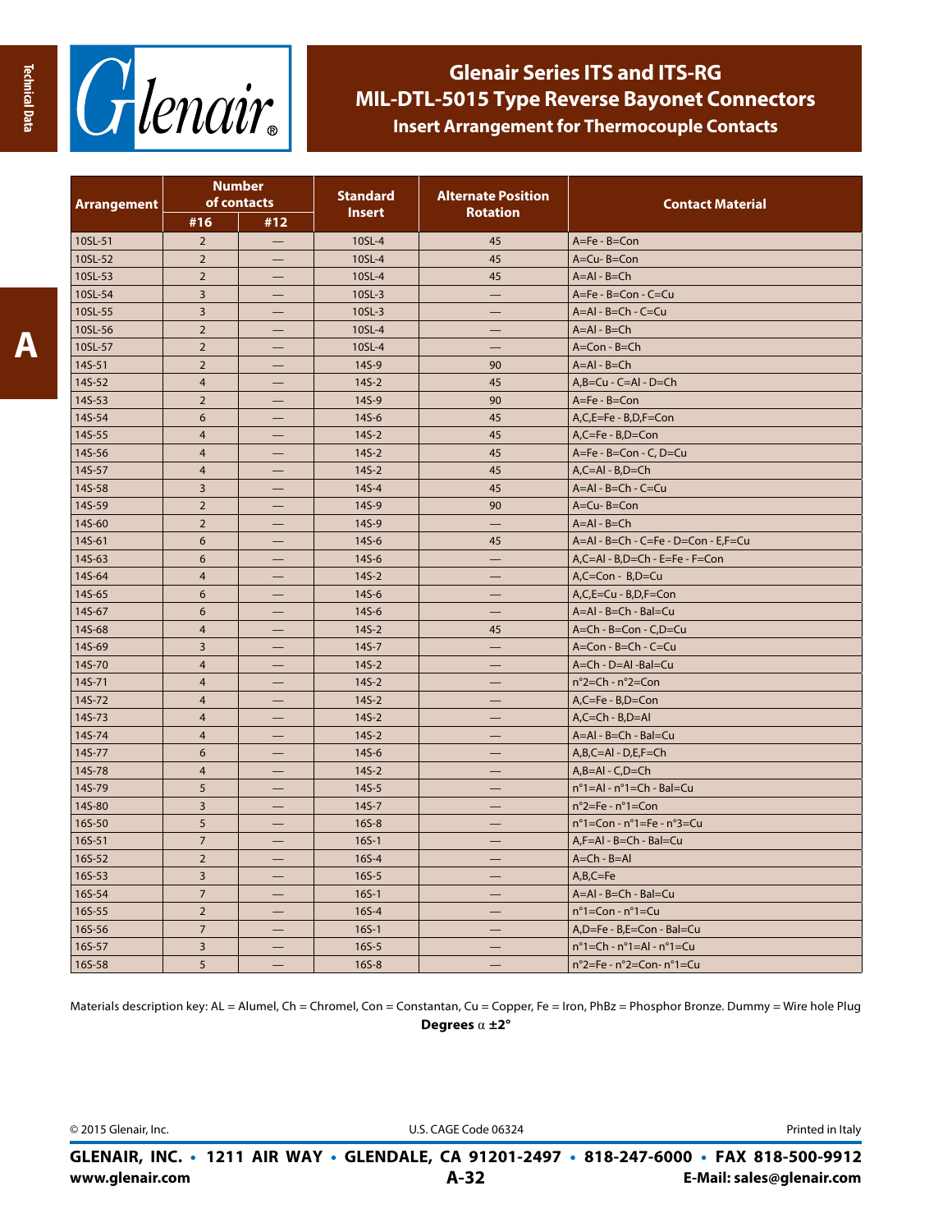# Glenair Series ITS and ITS-RG
## MIL-DTL-5015 Type Reverse Bayonet Connectors
### Insert Arrangement for Thermocouple Contacts

| Arrangement | Number of contacts | | Standard Insert | Alternate Position Rotation | Contact Material |
|---|---|---|---|---|---|
| | #16 | #12 | | | |
| 10SL-51 | 2 | — | 10SL-4 | 45 | A=Fe - B=Con |
| 10SL-52 | 2 | — | 10SL-4 | 45 | A=Cu- B=Con |
| 10SL-53 | 2 | — | 10SL-4 | 45 | A=Al - B=Ch |
| 10SL-54 | 3 | — | 10SL-3 | — | A=Fe - B=Con - C=Cu |
| 10SL-55 | 3 | — | 10SL-3 | — | A=Al - B=Ch - C=Cu |
| 10SL-56 | 2 | — | 10SL-4 | — | A=Al - B=Ch |
| 10SL-57 | 2 | — | 10SL-4 | — | A=Con - B=Ch |
| 14S-51 | 2 | — | 14S-9 | 90 | A=Al - B=Ch |
| 14S-52 | 4 | — | 14S-2 | 45 | A,B=Cu - C=Al - D=Ch |
| 14S-53 | 2 | — | 14S-9 | 90 | A=Fe - B=Con |
| 14S-54 | 6 | — | 14S-6 | 45 | A,C,E=Fe - B,D,F=Con |
| 14S-55 | 4 | — | 14S-2 | 45 | A,C=Fe - B,D=Con |
| 14S-56 | 4 | — | 14S-2 | 45 | A=Fe - B=Con - C, D=Cu |
| 14S-57 | 4 | — | 14S-2 | 45 | A,C=Al - B,D=Ch |
| 14S-58 | 3 | — | 14S-4 | 45 | A=Al - B=Ch - C=Cu |
| 14S-59 | 2 | — | 14S-9 | 90 | A=Cu- B=Con |
| 14S-60 | 2 | — | 14S-9 | — | A=Al - B=Ch |
| 14S-61 | 6 | — | 14S-6 | 45 | A=Al - B=Ch - C=Fe - D=Con - E,F=Cu |
| 14S-63 | 6 | — | 14S-6 | — | A,C=Al - B,D=Ch - E=Fe - F=Con |
| 14S-64 | 4 | — | 14S-2 | — | A,C=Con - B,D=Cu |
| 14S-65 | 6 | — | 14S-6 | — | A,C,E=Cu - B,D,F=Con |
| 14S-67 | 6 | — | 14S-6 | — | A=Al - B=Ch - Bal=Cu |
| 14S-68 | 4 | — | 14S-2 | 45 | A=Ch - B=Con - C,D=Cu |
| 14S-69 | 3 | — | 14S-7 | — | A=Con - B=Ch - C=Cu |
| 14S-70 | 4 | — | 14S-2 | — | A=Ch - D=Al -Bal=Cu |
| 14S-71 | 4 | — | 14S-2 | — | n°2=Ch - n°2=Con |
| 14S-72 | 4 | — | 14S-2 | — | A,C=Fe - B,D=Con |
| 14S-73 | 4 | — | 14S-2 | — | A,C=Ch - B,D=Al |
| 14S-74 | 4 | — | 14S-2 | — | A=Al - B=Ch - Bal=Cu |
| 14S-77 | 6 | — | 14S-6 | — | A,B,C=Al - D,E,F=Ch |
| 14S-78 | 4 | — | 14S-2 | — | A,B=Al - C,D=Ch |
| 14S-79 | 5 | — | 14S-5 | — | n°1=Al - n°1=Ch - Bal=Cu |
| 14S-80 | 3 | — | 14S-7 | — | n°2=Fe - n°1=Con |
| 16S-50 | 5 | — | 16S-8 | — | n°1=Con - n°1=Fe - n°3=Cu |
| 16S-51 | 7 | — | 16S-1 | — | A,F=Al - B=Ch - Bal=Cu |
| 16S-52 | 2 | — | 16S-4 | — | A=Ch - B=Al |
| 16S-53 | 3 | — | 16S-5 | — | A,B,C=Fe |
| 16S-54 | 7 | — | 16S-1 | — | A=Al - B=Ch - Bal=Cu |
| 16S-55 | 2 | — | 16S-4 | — | n°1=Con - n°1=Cu |
| 16S-56 | 7 | — | 16S-1 | — | A,D=Fe - B,E=Con - Bal=Cu |
| 16S-57 | 3 | — | 16S-5 | — | n°1=Ch - n°1=Al - n°1=Cu |
| 16S-58 | 5 | — | 16S-8 | — | n°2=Fe - n°2=Con- n°1=Cu |

Materials description key: AL = Alumel, Ch = Chromel, Con = Constantan, Cu = Copper, Fe = Iron, PhBz = Phosphor Bronze. Dummy = Wire hole Plug

**Degrees $\alpha$ ±2°**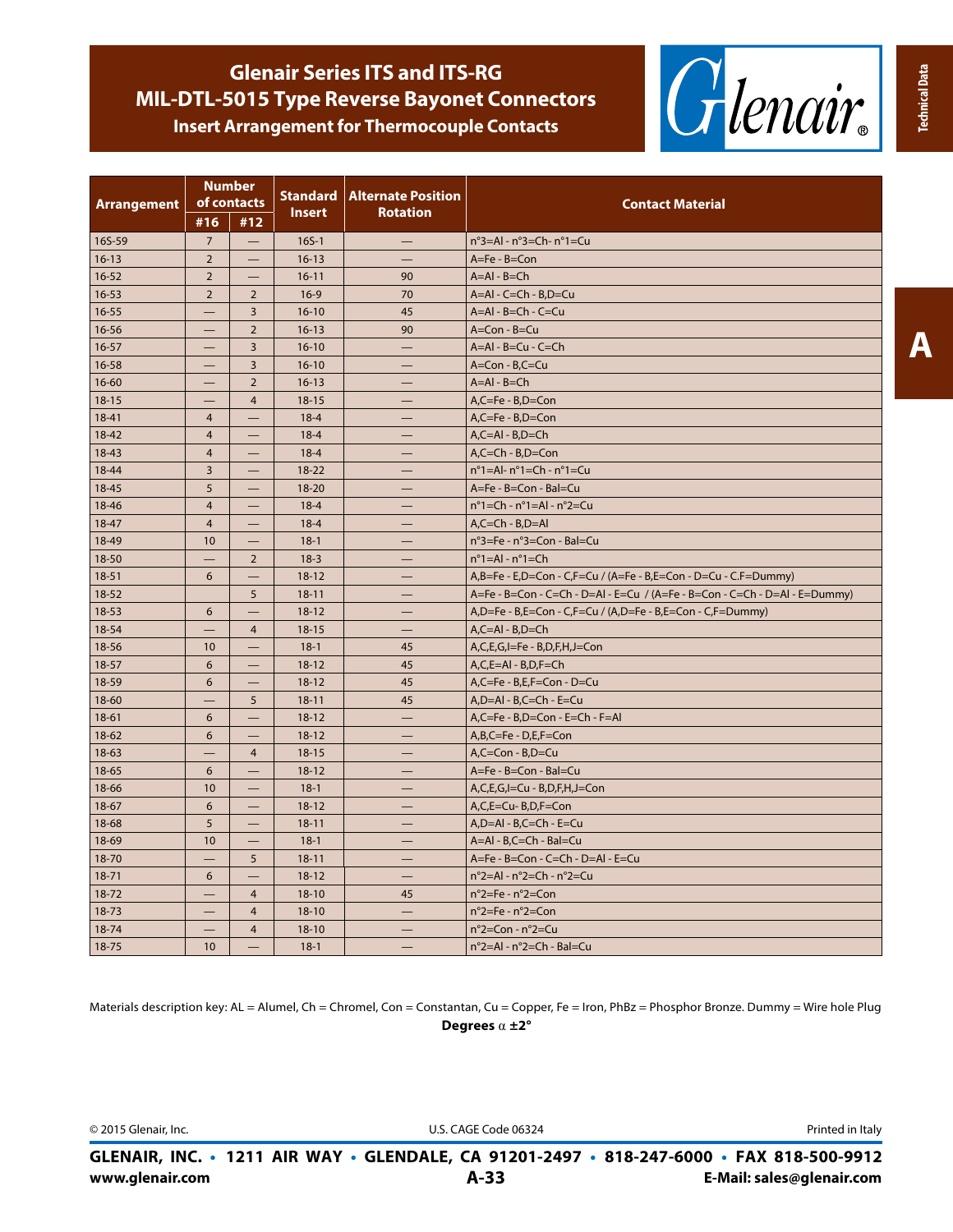# Glenair Series ITS and ITS-RG MIL-DTL-5015 Type Reverse Bayonet Connectors

## Insert Arrangement for Thermocouple Contacts

| Arrangement | Number of contacts | | Standard Insert | Alternate Position Rotation | Contact Material |
|---|---|---|---|---|---|
| | #16 | #12 | | | |
| 16S-59 | 7 | — | 16S-1 | — | n°3=Al - n°3=Ch- n°1=Cu |
| 16-13 | 2 | — | 16-13 | — | A=Fe - B=Con |
| 16-52 | 2 | — | 16-11 | 90 | A=Al - B=Ch |
| 16-53 | 2 | 2 | 16-9 | 70 | A=Al - C=Ch - B,D=Cu |
| 16-55 | — | 3 | 16-10 | 45 | A=Al - B=Ch - C=Cu |
| 16-56 | — | 2 | 16-13 | 90 | A=Con - B=Cu |
| 16-57 | — | 3 | 16-10 | — | A=Al - B=Cu - C=Ch |
| 16-58 | — | 3 | 16-10 | — | A=Con - B,C=Cu |
| 16-60 | — | 2 | 16-13 | — | A=Al - B=Ch |
| 18-15 | — | 4 | 18-15 | — | A,C=Fe - B,D=Con |
| 18-41 | 4 | — | 18-4 | — | A,C=Fe - B,D=Con |
| 18-42 | 4 | — | 18-4 | — | A,C=Al - B,D=Ch |
| 18-43 | 4 | — | 18-4 | — | A,C=Ch - B,D=Con |
| 18-44 | 3 | — | 18-22 | — | n°1=Al- n°1=Ch - n°1=Cu |
| 18-45 | 5 | — | 18-20 | — | A=Fe - B=Con - Bal=Cu |
| 18-46 | 4 | — | 18-4 | — | n°1=Ch - n°1=Al - n°2=Cu |
| 18-47 | 4 | — | 18-4 | — | A,C=Ch - B,D=Al |
| 18-49 | 10 | — | 18-1 | — | n°3=Fe - n°3=Con - Bal=Cu |
| 18-50 | — | 2 | 18-3 | — | n°1=Al - n°1=Ch |
| 18-51 | 6 | — | 18-12 | — | A,B=Fe - E,D=Con - C,F=Cu / (A=Fe - B,E=Con - D=Cu - C.F=Dummy) |
| 18-52 | | 5 | 18-11 | — | A=Fe - B=Con - C=Ch - D=Al - E=Cu / (A=Fe - B=Con - C=Ch - D=Al - E=Dummy) |
| 18-53 | 6 | — | 18-12 | — | A,D=Fe - B,E=Con - C,F=Cu / (A,D=Fe - B,E=Con - C,F=Dummy) |
| 18-54 | — | 4 | 18-15 | — | A,C=Al - B,D=Ch |
| 18-56 | 10 | — | 18-1 | 45 | A,C,E,G,I=Fe - B,D,F,H,J=Con |
| 18-57 | 6 | — | 18-12 | 45 | A,C,E=Al - B,D,F=Ch |
| 18-59 | 6 | — | 18-12 | 45 | A,C=Fe - B,E,F=Con - D=Cu |
| 18-60 | — | 5 | 18-11 | 45 | A,D=Al - B,C=Ch - E=Cu |
| 18-61 | 6 | — | 18-12 | — | A,C=Fe - B,D=Con - E=Ch - F=Al |
| 18-62 | 6 | — | 18-12 | — | A,B,C=Fe - D,E,F=Con |
| 18-63 | — | 4 | 18-15 | — | A,C=Con - B,D=Cu |
| 18-65 | 6 | — | 18-12 | — | A=Fe - B=Con - Bal=Cu |
| 18-66 | 10 | — | 18-1 | — | A,C,E,G,I=Cu - B,D,F,H,J=Con |
| 18-67 | 6 | — | 18-12 | — | A,C,E=Cu- B,D,F=Con |
| 18-68 | 5 | — | 18-11 | — | A,D=Al - B,C=Ch - E=Cu |
| 18-69 | 10 | — | 18-1 | — | A=Al - B,C=Ch - Bal=Cu |
| 18-70 | — | 5 | 18-11 | — | A=Fe - B=Con - C=Ch - D=Al - E=Cu |
| 18-71 | 6 | — | 18-12 | — | n°2=Al - n°2=Ch - n°2=Cu |
| 18-72 | — | 4 | 18-10 | 45 | n°2=Fe - n°2=Con |
| 18-73 | — | 4 | 18-10 | — | n°2=Fe - n°2=Con |
| 18-74 | — | 4 | 18-10 | — | n°2=Con - n°2=Cu |
| 18-75 | 10 | — | 18-1 | — | n°2=Al - n°2=Ch - Bal=Cu |

Materials description key: AL = Alumel, Ch = Chromel, Con = Constantan, Cu = Copper, Fe = Iron, PhBz = Phosphor Bronze. Dummy = Wire hole Plug

**Degrees** $\alpha$ **±2°**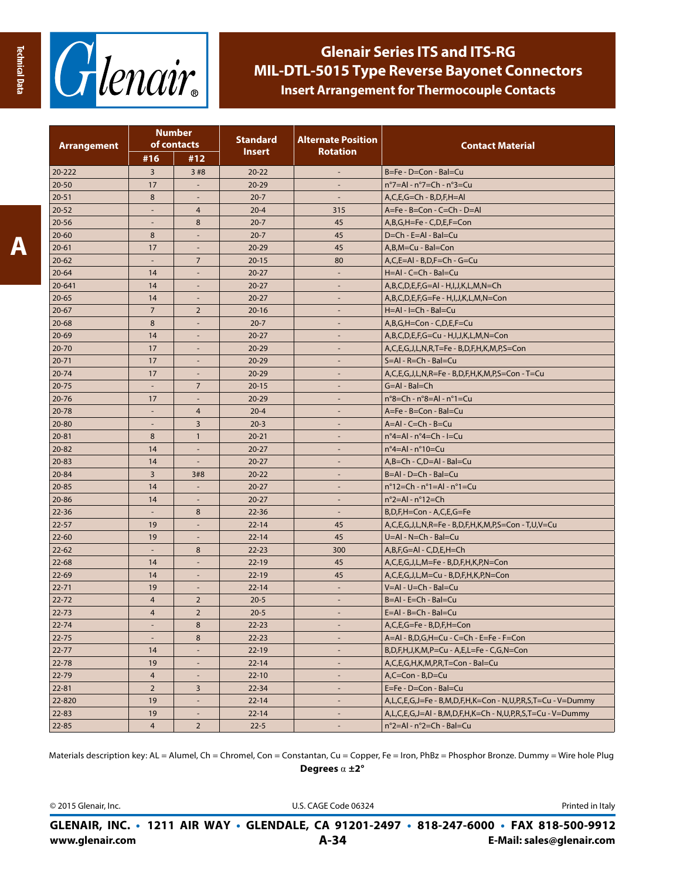# Glenair Series ITS and ITS-RG
## MIL-DTL-5015 Type Reverse Bayonet Connectors
### Insert Arrangement for Thermocouple Contacts

| Arrangement | Number of contacts | | Standard Insert | Alternate Position Rotation | Contact Material |
|---|---|---|---|---|---|
| | #16 | #12 | | | |
| 20-222 | 3 | 3 #8 | 20-22 | - | B=Fe - D=Con - Bal=Cu |
| 20-50 | 17 | - | 20-29 | - | n°7=Al - n°7=Ch - n°3=Cu |
| 20-51 | 8 | - | 20-7 | - | A,C,E,G=Ch - B,D,F,H=Al |
| 20-52 | - | 4 | 20-4 | 315 | A=Fe - B=Con - C=Ch - D=Al |
| 20-56 | - | 8 | 20-7 | 45 | A,B,G,H=Fe - C,D,E,F=Con |
| 20-60 | 8 | - | 20-7 | 45 | D=Ch - E=Al - Bal=Cu |
| 20-61 | 17 | - | 20-29 | 45 | A,B,M=Cu - Bal=Con |
| 20-62 | - | 7 | 20-15 | 80 | A,C,E=Al - B,D,F=Ch - G=Cu |
| 20-64 | 14 | - | 20-27 | - | H=Al - C=Ch - Bal=Cu |
| 20-641 | 14 | - | 20-27 | - | A,B,C,D,E,F,G=Al - H,I,J,K,L,M,N=Ch |
| 20-65 | 14 | - | 20-27 | - | A,B,C,D,E,F,G=Fe - H,I,J,K,L,M,N=Con |
| 20-67 | 7 | 2 | 20-16 | - | H=Al - I=Ch - Bal=Cu |
| 20-68 | 8 | - | 20-7 | - | A,B,G,H=Con - C,D,E,F=Cu |
| 20-69 | 14 | - | 20-27 | - | A,B,C,D,E,F,G=Cu - H,I,J,K,L,M,N=Con |
| 20-70 | 17 | - | 20-29 | - | A,C,E,G,J,L,N,R,T=Fe - B,D,F,H,K,M,P,S=Con |
| 20-71 | 17 | - | 20-29 | - | S=Al - R=Ch - Bal=Cu |
| 20-74 | 17 | - | 20-29 | - | A,C,E,G,J,L,N,R=Fe - B,D,F,H,K,M,P,S=Con - T=Cu |
| 20-75 | - | 7 | 20-15 | - | G=Al - Bal=Ch |
| 20-76 | 17 | - | 20-29 | - | n°8=Ch - n°8=Al - n°1=Cu |
| 20-78 | - | 4 | 20-4 | - | A=Fe - B=Con - Bal=Cu |
| 20-80 | - | 3 | 20-3 | - | A=Al - C=Ch - B=Cu |
| 20-81 | 8 | 1 | 20-21 | - | n°4=Al - n°4=Ch - I=Cu |
| 20-82 | 14 | - | 20-27 | - | n°4=Al - n°10=Cu |
| 20-83 | 14 | - | 20-27 | - | A,B=Ch - C,D=Al - Bal=Cu |
| 20-84 | 3 | 3#8 | 20-22 | - | B=Al - D=Ch - Bal=Cu |
| 20-85 | 14 | - | 20-27 | - | n°12=Ch - n°1=Al - n°1=Cu |
| 20-86 | 14 | - | 20-27 | - | n°2=Al - n°12=Ch |
| 22-36 | - | 8 | 22-36 | - | B,D,F,H=Con - A,C,E,G=Fe |
| 22-57 | 19 | - | 22-14 | 45 | A,C,E,G,J,L,N,R=Fe - B,D,F,H,K,M,P,S=Con - T,U,V=Cu |
| 22-60 | 19 | - | 22-14 | 45 | U=Al - N=Ch - Bal=Cu |
| 22-62 | - | 8 | 22-23 | 300 | A,B,F,G=Al - C,D,E,H=Ch |
| 22-68 | 14 | - | 22-19 | 45 | A,C,E,G,J,L,M=Fe - B,D,F,H,K,P,N=Con |
| 22-69 | 14 | - | 22-19 | 45 | A,C,E,G,J,L,M=Cu - B,D,F,H,K,P,N=Con |
| 22-71 | 19 | - | 22-14 | - | V=Al - U=Ch - Bal=Cu |
| 22-72 | 4 | 2 | 20-5 | - | B=Al - E=Ch - Bal=Cu |
| 22-73 | 4 | 2 | 20-5 | - | E=Al - B=Ch - Bal=Cu |
| 22-74 | - | 8 | 22-23 | - | A,C,E,G=Fe - B,D,F,H=Con |
| 22-75 | - | 8 | 22-23 | - | A=Al - B,D,G,H=Cu - C=Ch - E=Fe - F=Con |
| 22-77 | 14 | - | 22-19 | - | B,D,F,H,J,K,M,P=Cu - A,E,L=Fe - C,G,N=Con |
| 22-78 | 19 | - | 22-14 | - | A,C,E,G,H,K,M,P,R,T=Con - Bal=Cu |
| 22-79 | 4 | - | 22-10 | - | A,C=Con - B,D=Cu |
| 22-81 | 2 | 3 | 22-34 | - | E=Fe - D=Con - Bal=Cu |
| 22-820 | 19 | - | 22-14 | - | A,L,C,E,G,J=Fe - B,M,D,F,H,K=Con - N,U,P,R,S,T=Cu - V=Dummy |
| 22-83 | 19 | - | 22-14 | - | A,L,C,E,G,J=Al - B,M,D,F,H,K=Ch - N,U,P,R,S,T=Cu - V=Dummy |
| 22-85 | 4 | 2 | 22-5 | - | n°2=Al - n°2=Ch - Bal=Cu |

Materials description key: AL = Alumel, Ch = Chromel, Con = Constantan, Cu = Copper, Fe = Iron, PhBz = Phosphor Bronze. Dummy = Wire hole Plug

**Degrees $\alpha$ ±2°**

© 2015 Glenair, Inc. U.S. CAGE Code 06324 Printed in Italy

**GLENAIR, INC. • 1211 AIR WAY • GLENDALE, CA 91201-2497 • 818-247-6000 • FAX 818-500-9912**

**www.glenair.com** **E-Mail: sales@glenair.com**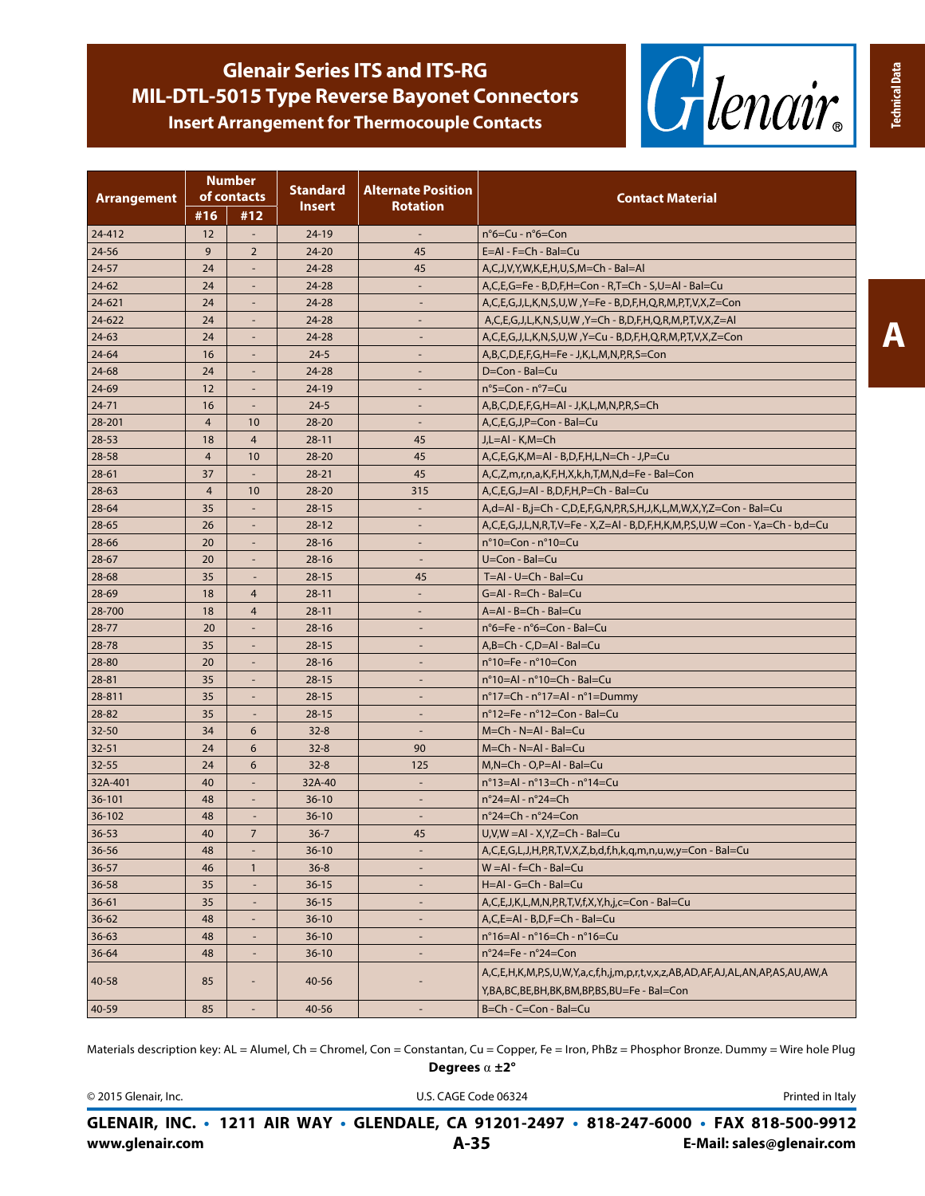# Glenair Series ITS and ITS-RG
# MIL-DTL-5015 Type Reverse Bayonet Connectors
## Insert Arrangement for Thermocouple Contacts

| Arrangement | Number of contacts | | Standard Insert | Alternate Position Rotation | Contact Material |
|---|---|---|---|---|---|
| | #16 | #12 | | | |
| 24-412 | 12 | - | 24-19 | - | n°6=Cu - n°6=Con |
| 24-56 | 9 | 2 | 24-20 | 45 | E=Al - F=Ch - Bal=Cu |
| 24-57 | 24 | - | 24-28 | 45 | A,C,J,V,Y,W,K,E,H,U,S,M=Ch - Bal=Al |
| 24-62 | 24 | - | 24-28 | - | A,C,E,G=Fe - B,D,F,H=Con - R,T=Ch - S,U=Al - Bal=Cu |
| 24-621 | 24 | - | 24-28 | - | A,C,E,G,J,L,K,N,S,U,W ,Y=Fe - B,D,F,H,Q,R,M,P,T,V,X,Z=Con |
| 24-622 | 24 | - | 24-28 | - | A,C,E,G,J,L,K,N,S,U,W ,Y=Ch - B,D,F,H,Q,R,M,P,T,V,X,Z=Al |
| 24-63 | 24 | - | 24-28 | - | A,C,E,G,J,L,K,N,S,U,W ,Y=Cu - B,D,F,H,Q,R,M,P,T,V,X,Z=Con |
| 24-64 | 16 | - | 24-5 | - | A,B,C,D,E,F,G,H=Fe - J,K,L,M,N,P,R,S=Con |
| 24-68 | 24 | - | 24-28 | - | D=Con - Bal=Cu |
| 24-69 | 12 | - | 24-19 | - | n°5=Con - n°7=Cu |
| 24-71 | 16 | - | 24-5 | - | A,B,C,D,E,F,G,H=Al - J,K,L,M,N,P,R,S=Ch |
| 28-201 | 4 | 10 | 28-20 | - | A,C,E,G,J,P=Con - Bal=Cu |
| 28-53 | 18 | 4 | 28-11 | 45 | J,L=Al - K,M=Ch |
| 28-58 | 4 | 10 | 28-20 | 45 | A,C,E,G,K,M=Al - B,D,F,H,L,N=Ch - J,P=Cu |
| 28-61 | 37 | - | 28-21 | 45 | A,C,Z,m,r,n,a,K,F,H,X,k,h,T,M,N,d=Fe - Bal=Con |
| 28-63 | 4 | 10 | 28-20 | 315 | A,C,E,G,J=Al - B,D,F,H,P=Ch - Bal=Cu |
| 28-64 | 35 | - | 28-15 | - | A,d=Al - B,j=Ch - C,D,E,F,G,N,P,R,S,H,J,K,L,M,W,X,Y,Z=Con - Bal=Cu |
| 28-65 | 26 | - | 28-12 | - | A,C,E,G,J,L,N,R,T,V=Fe - X,Z=Al - B,D,F,H,K,M,P,S,U,W =Con - Y,a=Ch - b,d=Cu |
| 28-66 | 20 | - | 28-16 | - | n°10=Con - n°10=Cu |
| 28-67 | 20 | - | 28-16 | - | U=Con - Bal=Cu |
| 28-68 | 35 | - | 28-15 | 45 | T=Al - U=Ch - Bal=Cu |
| 28-69 | 18 | 4 | 28-11 | - | G=Al - R=Ch - Bal=Cu |
| 28-700 | 18 | 4 | 28-11 | - | A=Al - B=Ch - Bal=Cu |
| 28-77 | 20 | - | 28-16 | - | n°6=Fe - n°6=Con - Bal=Cu |
| 28-78 | 35 | - | 28-15 | - | A,B=Ch - C,D=Al - Bal=Cu |
| 28-80 | 20 | - | 28-16 | - | n°10=Fe - n°10=Con |
| 28-81 | 35 | - | 28-15 | - | n°10=Al - n°10=Ch - Bal=Cu |
| 28-811 | 35 | - | 28-15 | - | n°17=Ch - n°17=Al - n°1=Dummy |
| 28-82 | 35 | - | 28-15 | - | n°12=Fe - n°12=Con - Bal=Cu |
| 32-50 | 34 | 6 | 32-8 | - | M=Ch - N=Al - Bal=Cu |
| 32-51 | 24 | 6 | 32-8 | 90 | M=Ch - N=Al - Bal=Cu |
| 32-55 | 24 | 6 | 32-8 | 125 | M,N=Ch - O,P=Al - Bal=Cu |
| 32A-401 | 40 | - | 32A-40 | - | n°13=Al - n°13=Ch - n°14=Cu |
| 36-101 | 48 | - | 36-10 | - | n°24=Al - n°24=Ch |
| 36-102 | 48 | - | 36-10 | - | n°24=Ch - n°24=Con |
| 36-53 | 40 | 7 | 36-7 | 45 | U,V,W =Al - X,Y,Z=Ch - Bal=Cu |
| 36-56 | 48 | - | 36-10 | - | A,C,E,G,L,J,H,P,R,T,V,X,Z,b,d,f,h,k,q,m,n,u,w,y=Con - Bal=Cu |
| 36-57 | 46 | 1 | 36-8 | - | W =Al - f=Ch - Bal=Cu |
| 36-58 | 35 | - | 36-15 | - | H=Al - G=Ch - Bal=Cu |
| 36-61 | 35 | - | 36-15 | - | A,C,E,J,K,L,M,N,P,R,T,V,f,X,Y,h,j,c=Con - Bal=Cu |
| 36-62 | 48 | - | 36-10 | - | A,C,E=Al - B,D,F=Ch - Bal=Cu |
| 36-63 | 48 | - | 36-10 | - | n°16=Al - n°16=Ch - n°16=Cu |
| 36-64 | 48 | - | 36-10 | - | n°24=Fe - n°24=Con |
| 40-58 | 85 | - | 40-56 | - | A,C,E,H,K,M,P,S,U,W,Y,a,c,f,h,j,m,p,r,t,v,x,z,AB,AD,AF,AJ,AL,AN,AP,AS,AU,AW,AY,BA,BC,BE,BH,BK,BM,BP,BS,BU=Fe - Bal=Con |
| 40-59 | 85 | - | 40-56 | - | B=Ch - C=Con - Bal=Cu |

Materials description key: AL = Alumel, Ch = Chromel, Con = Constantan, Cu = Copper, Fe = Iron, PhBz = Phosphor Bronze. Dummy = Wire hole Plug

**Degrees α ±2°**

© 2015 Glenair, Inc. U.S. CAGE Code 06324 Printed in Italy

**GLENAIR, INC. • 1211 AIR WAY • GLENDALE, CA 91201-2497 • 818-247-6000 • FAX 818-500-9912**
**www.glenair.com** **E-Mail: sales@glenair.com**